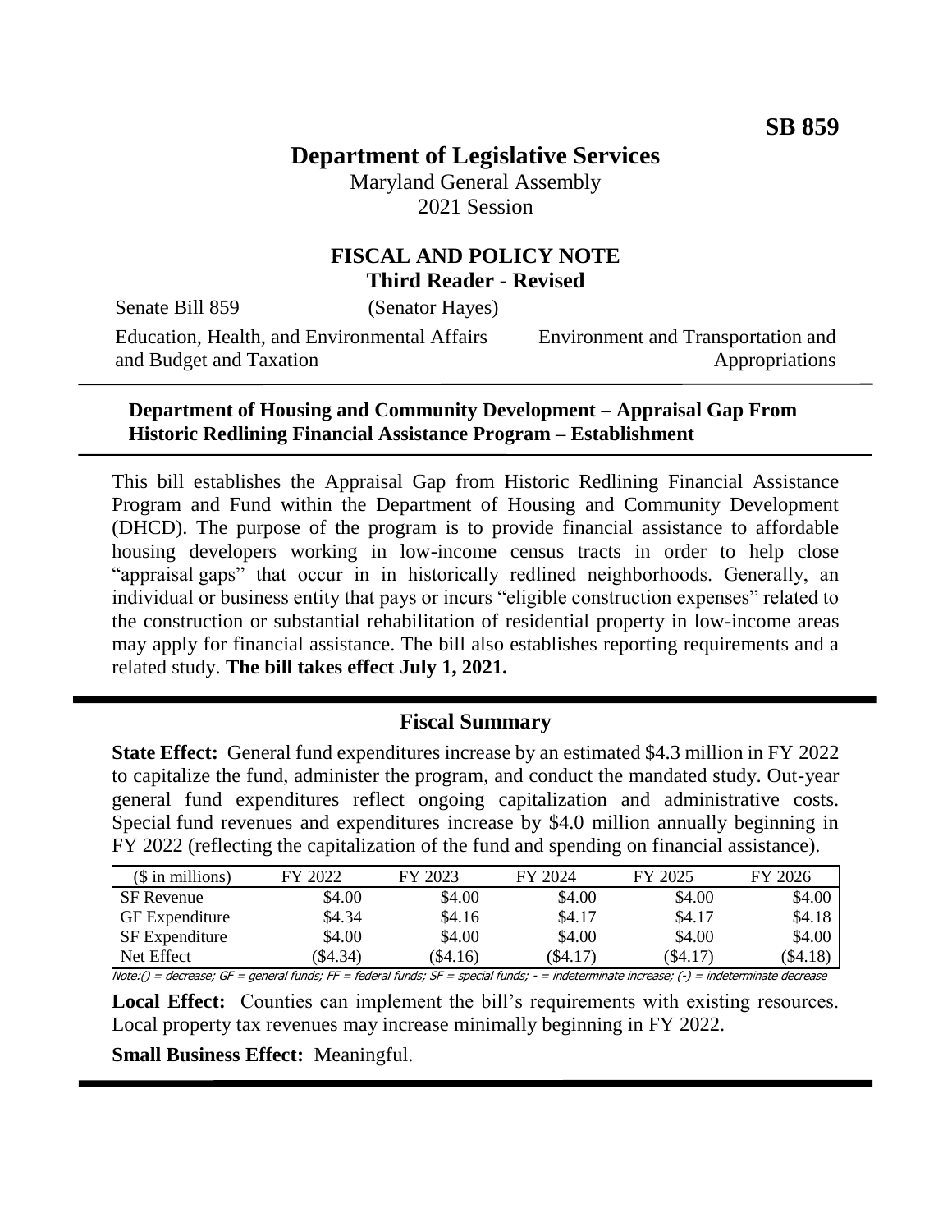**SB 859**

# Department of Legislative Services

Maryland General Assembly
2021 Session

## FISCAL AND POLICY NOTE
**Third Reader - Revised**

Senate Bill 859 (Senator Hayes)

Education, Health, and Environmental Affairs and Budget and Taxation | Environment and Transportation and Appropriations

**Department of Housing and Community Development – Appraisal Gap From Historic Redlining Financial Assistance Program – Establishment**

This bill establishes the Appraisal Gap from Historic Redlining Financial Assistance Program and Fund within the Department of Housing and Community Development (DHCD). The purpose of the program is to provide financial assistance to affordable housing developers working in low-income census tracts in order to help close "appraisal gaps" that occur in in historically redlined neighborhoods. Generally, an individual or business entity that pays or incurs "eligible construction expenses" related to the construction or substantial rehabilitation of residential property in low-income areas may apply for financial assistance. The bill also establishes reporting requirements and a related study. **The bill takes effect July 1, 2021.**

## Fiscal Summary

**State Effect:** General fund expenditures increase by an estimated $4.3 million in FY 2022 to capitalize the fund, administer the program, and conduct the mandated study. Out-year general fund expenditures reflect ongoing capitalization and administrative costs. Special fund revenues and expenditures increase by $4.0 million annually beginning in FY 2022 (reflecting the capitalization of the fund and spending on financial assistance).

| ($ in millions) | FY 2022 | FY 2023 | FY 2024 | FY 2025 | FY 2026 |
|---|---|---|---|---|---|
| SF Revenue | $4.00 | $4.00 | $4.00 | $4.00 | $4.00 |
| GF Expenditure | $4.34 | $4.16 | $4.17 | $4.17 | $4.18 |
| SF Expenditure | $4.00 | $4.00 | $4.00 | $4.00 | $4.00 |
| Net Effect | ($4.34) | ($4.16) | ($4.17) | ($4.17) | ($4.18) |

Note:() = decrease; GF = general funds; FF = federal funds; SF = special funds; - = indeterminate increase; (-) = indeterminate decrease

**Local Effect:** Counties can implement the bill's requirements with existing resources. Local property tax revenues may increase minimally beginning in FY 2022.

**Small Business Effect:** Meaningful.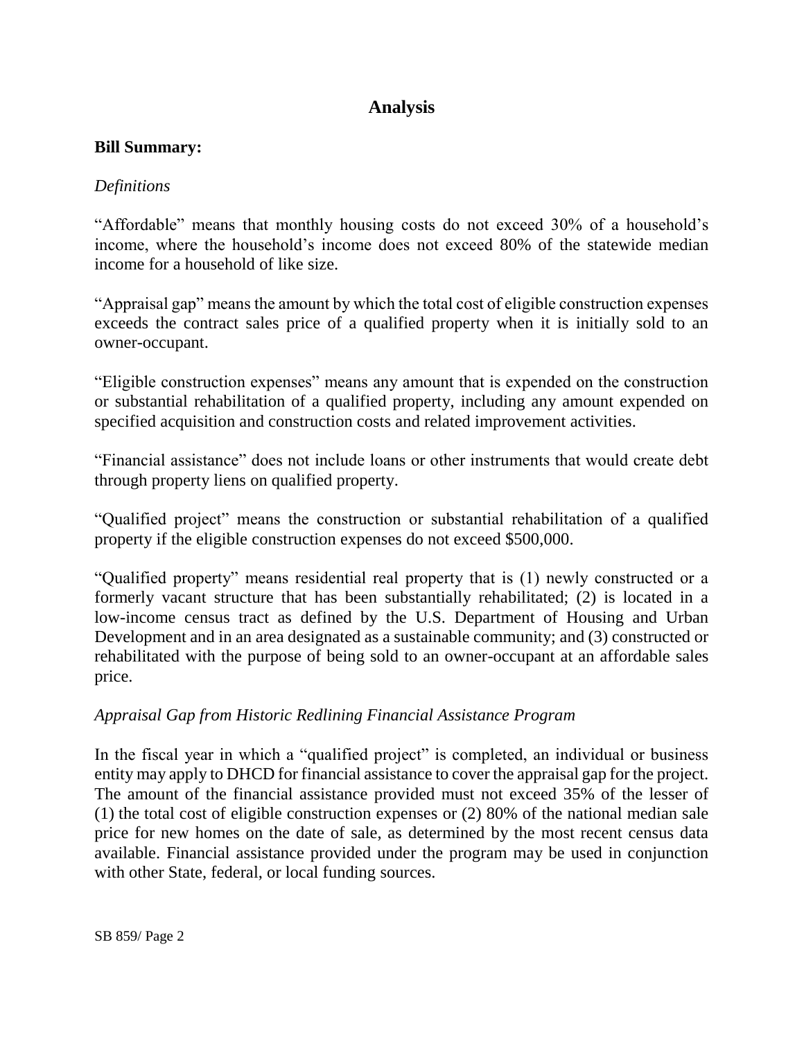# Analysis

**Bill Summary:**

*Definitions*

"Affordable" means that monthly housing costs do not exceed 30% of a household's income, where the household's income does not exceed 80% of the statewide median income for a household of like size.

"Appraisal gap" means the amount by which the total cost of eligible construction expenses exceeds the contract sales price of a qualified property when it is initially sold to an owner-occupant.

"Eligible construction expenses" means any amount that is expended on the construction or substantial rehabilitation of a qualified property, including any amount expended on specified acquisition and construction costs and related improvement activities.

"Financial assistance" does not include loans or other instruments that would create debt through property liens on qualified property.

"Qualified project" means the construction or substantial rehabilitation of a qualified property if the eligible construction expenses do not exceed $500,000.

"Qualified property" means residential real property that is (1) newly constructed or a formerly vacant structure that has been substantially rehabilitated; (2) is located in a low-income census tract as defined by the U.S. Department of Housing and Urban Development and in an area designated as a sustainable community; and (3) constructed or rehabilitated with the purpose of being sold to an owner-occupant at an affordable sales price.

*Appraisal Gap from Historic Redlining Financial Assistance Program*

In the fiscal year in which a "qualified project" is completed, an individual or business entity may apply to DHCD for financial assistance to cover the appraisal gap for the project. The amount of the financial assistance provided must not exceed 35% of the lesser of (1) the total cost of eligible construction expenses or (2) 80% of the national median sale price for new homes on the date of sale, as determined by the most recent census data available. Financial assistance provided under the program may be used in conjunction with other State, federal, or local funding sources.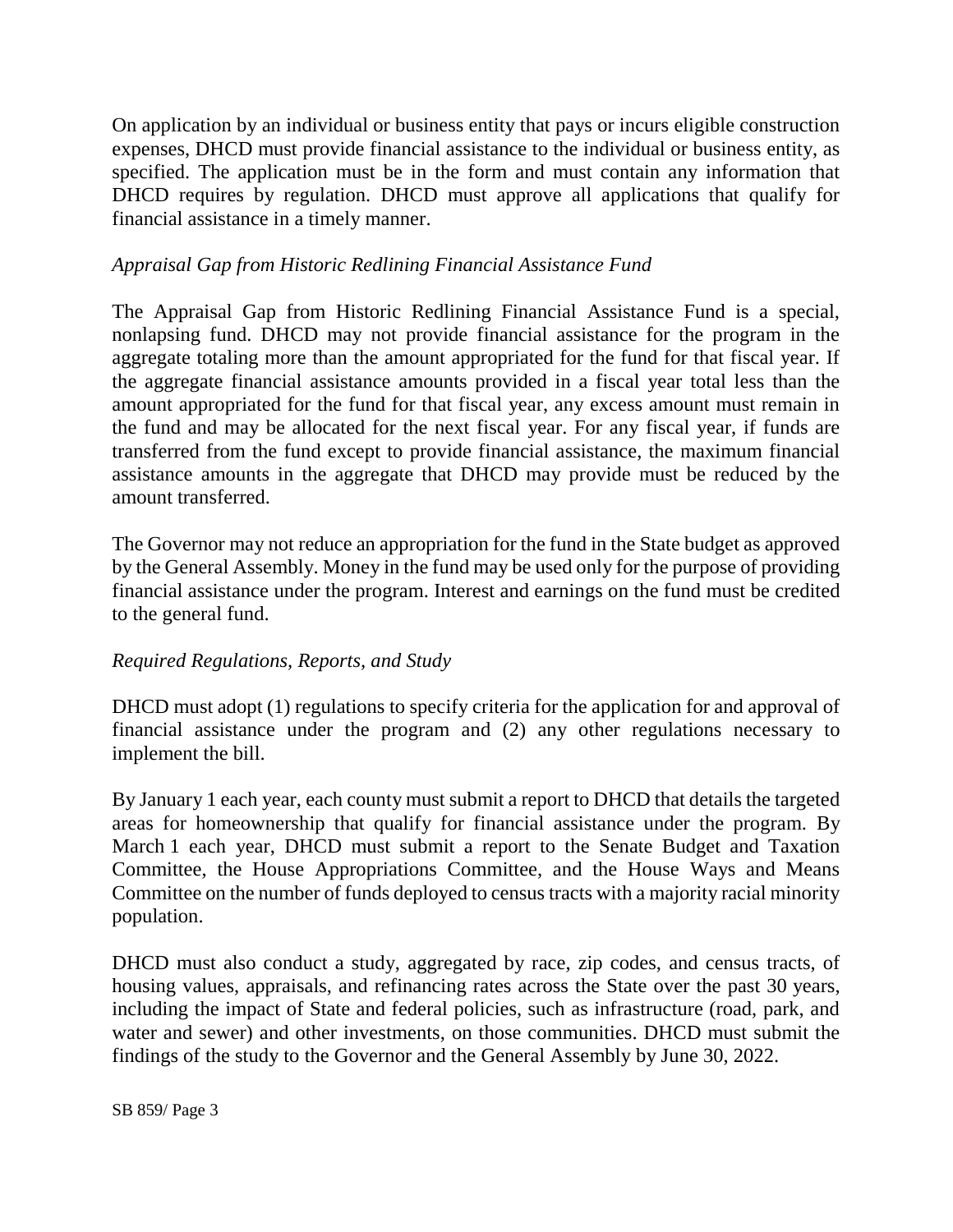On application by an individual or business entity that pays or incurs eligible construction expenses, DHCD must provide financial assistance to the individual or business entity, as specified. The application must be in the form and must contain any information that DHCD requires by regulation. DHCD must approve all applications that qualify for financial assistance in a timely manner.

*Appraisal Gap from Historic Redlining Financial Assistance Fund*

The Appraisal Gap from Historic Redlining Financial Assistance Fund is a special, nonlapsing fund. DHCD may not provide financial assistance for the program in the aggregate totaling more than the amount appropriated for the fund for that fiscal year. If the aggregate financial assistance amounts provided in a fiscal year total less than the amount appropriated for the fund for that fiscal year, any excess amount must remain in the fund and may be allocated for the next fiscal year. For any fiscal year, if funds are transferred from the fund except to provide financial assistance, the maximum financial assistance amounts in the aggregate that DHCD may provide must be reduced by the amount transferred.

The Governor may not reduce an appropriation for the fund in the State budget as approved by the General Assembly. Money in the fund may be used only for the purpose of providing financial assistance under the program. Interest and earnings on the fund must be credited to the general fund.

*Required Regulations, Reports, and Study*

DHCD must adopt (1) regulations to specify criteria for the application for and approval of financial assistance under the program and (2) any other regulations necessary to implement the bill.

By January 1 each year, each county must submit a report to DHCD that details the targeted areas for homeownership that qualify for financial assistance under the program. By March 1 each year, DHCD must submit a report to the Senate Budget and Taxation Committee, the House Appropriations Committee, and the House Ways and Means Committee on the number of funds deployed to census tracts with a majority racial minority population.

DHCD must also conduct a study, aggregated by race, zip codes, and census tracts, of housing values, appraisals, and refinancing rates across the State over the past 30 years, including the impact of State and federal policies, such as infrastructure (road, park, and water and sewer) and other investments, on those communities. DHCD must submit the findings of the study to the Governor and the General Assembly by June 30, 2022.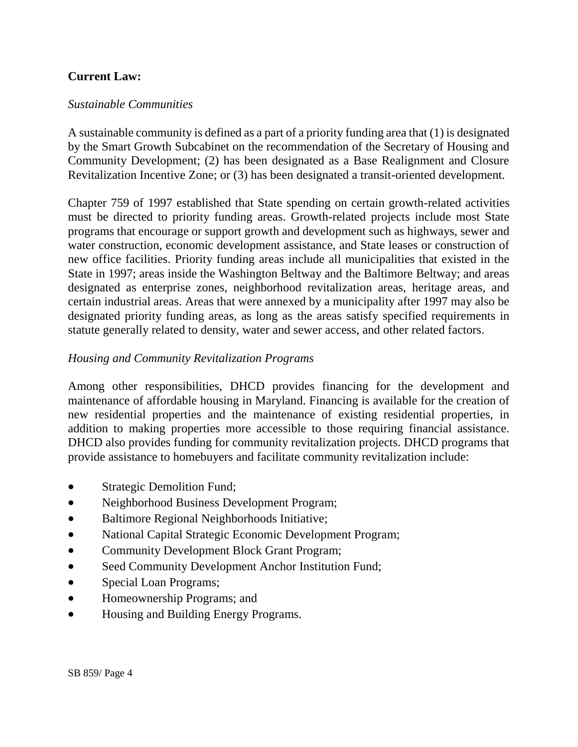**Current Law:**

*Sustainable Communities*

A sustainable community is defined as a part of a priority funding area that (1) is designated by the Smart Growth Subcabinet on the recommendation of the Secretary of Housing and Community Development; (2) has been designated as a Base Realignment and Closure Revitalization Incentive Zone; or (3) has been designated a transit-oriented development.

Chapter 759 of 1997 established that State spending on certain growth-related activities must be directed to priority funding areas. Growth-related projects include most State programs that encourage or support growth and development such as highways, sewer and water construction, economic development assistance, and State leases or construction of new office facilities. Priority funding areas include all municipalities that existed in the State in 1997; areas inside the Washington Beltway and the Baltimore Beltway; and areas designated as enterprise zones, neighborhood revitalization areas, heritage areas, and certain industrial areas. Areas that were annexed by a municipality after 1997 may also be designated priority funding areas, as long as the areas satisfy specified requirements in statute generally related to density, water and sewer access, and other related factors.

*Housing and Community Revitalization Programs*

Among other responsibilities, DHCD provides financing for the development and maintenance of affordable housing in Maryland. Financing is available for the creation of new residential properties and the maintenance of existing residential properties, in addition to making properties more accessible to those requiring financial assistance. DHCD also provides funding for community revitalization projects. DHCD programs that provide assistance to homebuyers and facilitate community revitalization include:

- Strategic Demolition Fund;
- Neighborhood Business Development Program;
- Baltimore Regional Neighborhoods Initiative;
- National Capital Strategic Economic Development Program;
- Community Development Block Grant Program;
- Seed Community Development Anchor Institution Fund;
- Special Loan Programs;
- Homeownership Programs; and
- Housing and Building Energy Programs.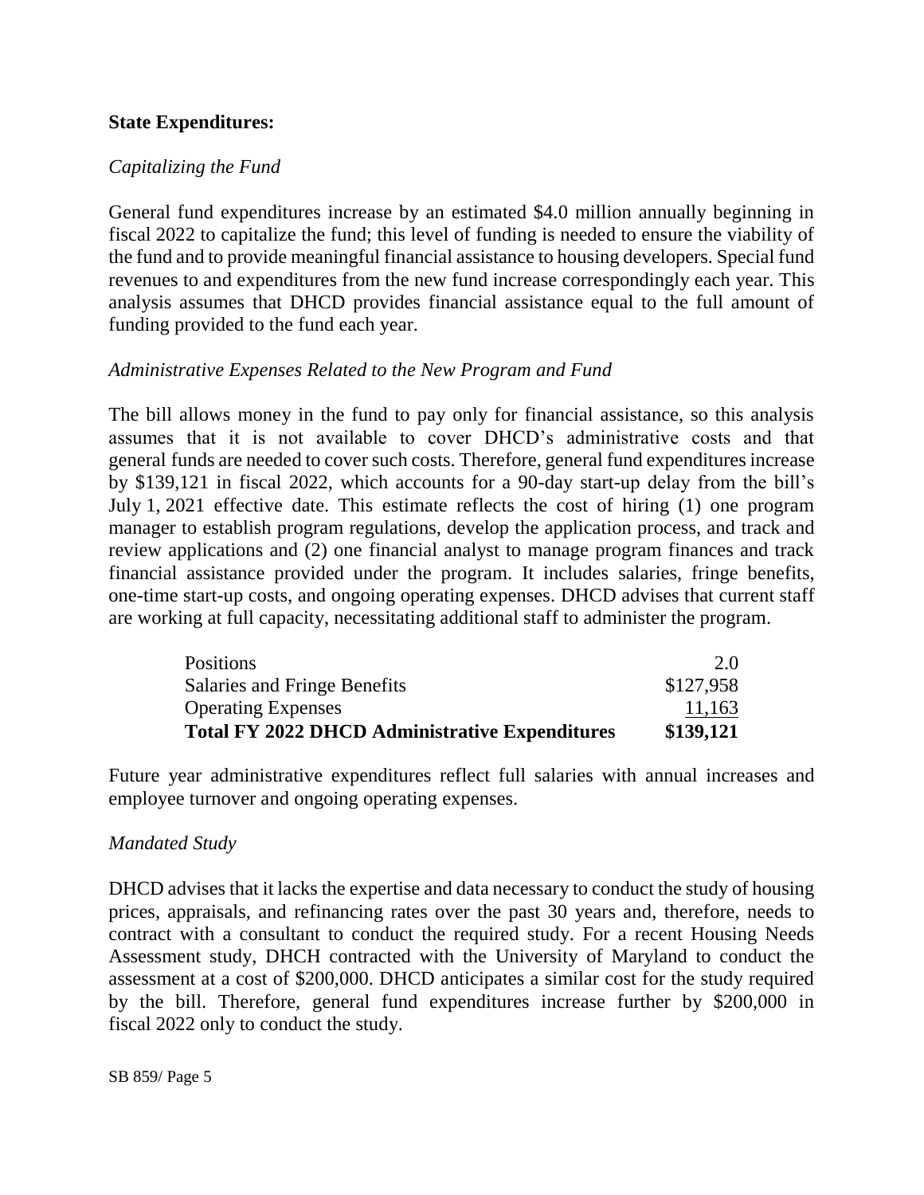**State Expenditures:**

*Capitalizing the Fund*

General fund expenditures increase by an estimated $4.0 million annually beginning in fiscal 2022 to capitalize the fund; this level of funding is needed to ensure the viability of the fund and to provide meaningful financial assistance to housing developers. Special fund revenues to and expenditures from the new fund increase correspondingly each year. This analysis assumes that DHCD provides financial assistance equal to the full amount of funding provided to the fund each year.

*Administrative Expenses Related to the New Program and Fund*

The bill allows money in the fund to pay only for financial assistance, so this analysis assumes that it is not available to cover DHCD's administrative costs and that general funds are needed to cover such costs. Therefore, general fund expenditures increase by $139,121 in fiscal 2022, which accounts for a 90-day start-up delay from the bill's July 1, 2021 effective date. This estimate reflects the cost of hiring (1) one program manager to establish program regulations, develop the application process, and track and review applications and (2) one financial analyst to manage program finances and track financial assistance provided under the program. It includes salaries, fringe benefits, one-time start-up costs, and ongoing operating expenses. DHCD advises that current staff are working at full capacity, necessitating additional staff to administer the program.

| | |
|---|---:|
| Positions | 2.0 |
| Salaries and Fringe Benefits | $127,958 |
| Operating Expenses | 11,163 |
| **Total FY 2022 DHCD Administrative Expenditures** | **$139,121** |

Future year administrative expenditures reflect full salaries with annual increases and employee turnover and ongoing operating expenses.

*Mandated Study*

DHCD advises that it lacks the expertise and data necessary to conduct the study of housing prices, appraisals, and refinancing rates over the past 30 years and, therefore, needs to contract with a consultant to conduct the required study. For a recent Housing Needs Assessment study, DHCH contracted with the University of Maryland to conduct the assessment at a cost of $200,000. DHCD anticipates a similar cost for the study required by the bill. Therefore, general fund expenditures increase further by $200,000 in fiscal 2022 only to conduct the study.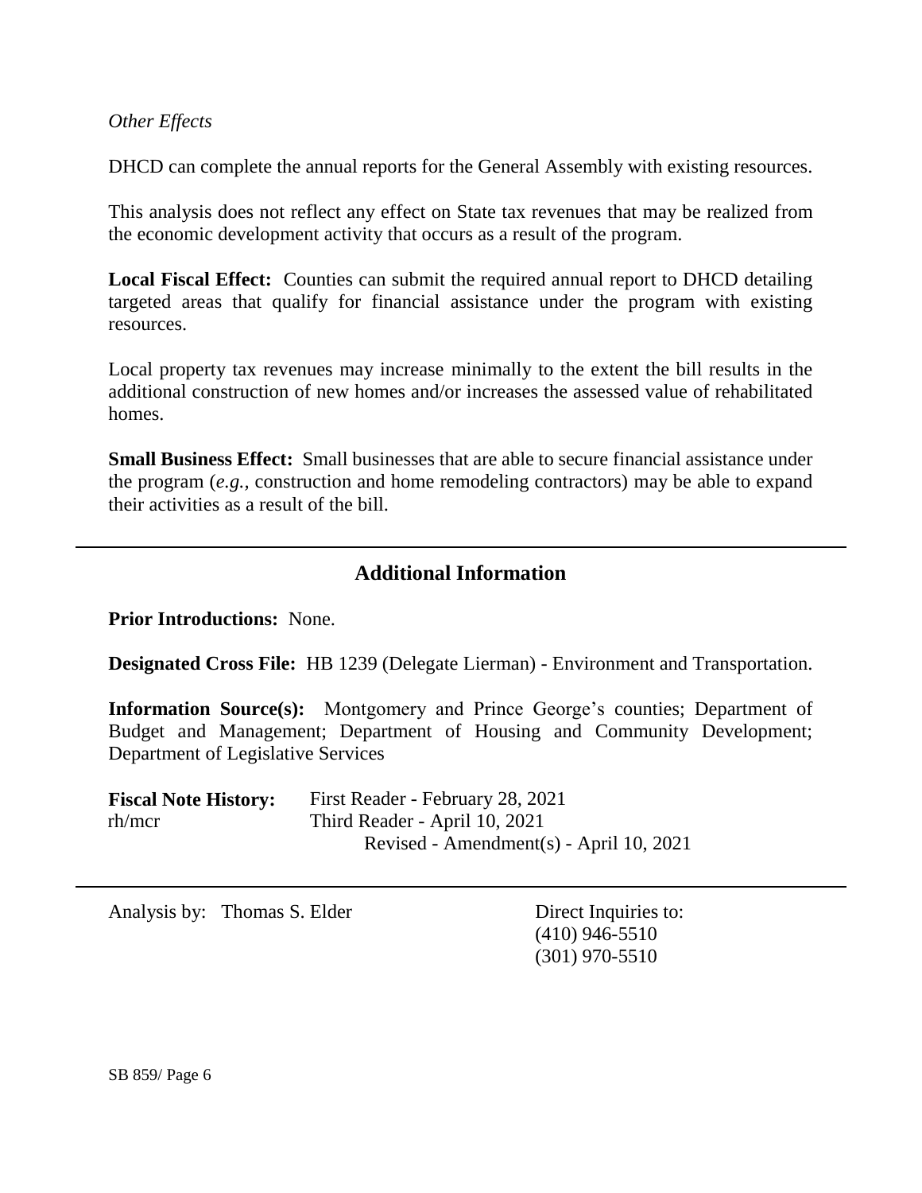*Other Effects*

DHCD can complete the annual reports for the General Assembly with existing resources.

This analysis does not reflect any effect on State tax revenues that may be realized from the economic development activity that occurs as a result of the program.

**Local Fiscal Effect:** Counties can submit the required annual report to DHCD detailing targeted areas that qualify for financial assistance under the program with existing resources.

Local property tax revenues may increase minimally to the extent the bill results in the additional construction of new homes and/or increases the assessed value of rehabilitated homes.

**Small Business Effect:** Small businesses that are able to secure financial assistance under the program (*e.g.*, construction and home remodeling contractors) may be able to expand their activities as a result of the bill.

---

## Additional Information

**Prior Introductions:** None.

**Designated Cross File:** HB 1239 (Delegate Lierman) - Environment and Transportation.

**Information Source(s):** Montgomery and Prince George's counties; Department of Budget and Management; Department of Housing and Community Development; Department of Legislative Services

**Fiscal Note History:** First Reader - February 28, 2021
rh/mcr Third Reader - April 10, 2021
Revised - Amendment(s) - April 10, 2021

---

Analysis by: Thomas S. Elder

Direct Inquiries to:
(410) 946-5510
(301) 970-5510